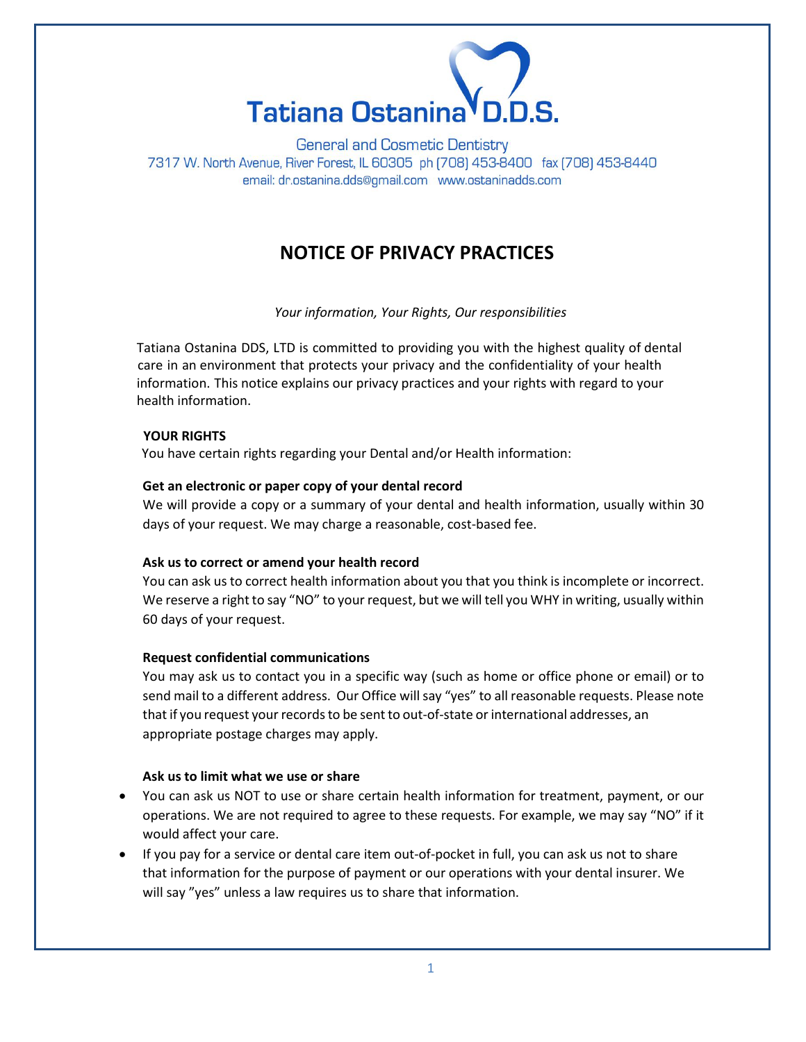# Tatiana Ostanina D.D.S.

General and Cosmetic Dentistry
7317 W. North Avenue, River Forest, IL 60305 ph (708) 453-8400 fax (708) 453-8440
email: dr.ostanina.dds@gmail.com www.ostaninadds.com

## NOTICE OF PRIVACY PRACTICES

*Your information, Your Rights, Our responsibilities*

Tatiana Ostanina DDS, LTD is committed to providing you with the highest quality of dental care in an environment that protects your privacy and the confidentiality of your health information. This notice explains our privacy practices and your rights with regard to your health information.

### YOUR RIGHTS

You have certain rights regarding your Dental and/or Health information:

**Get an electronic or paper copy of your dental record**

We will provide a copy or a summary of your dental and health information, usually within 30 days of your request. We may charge a reasonable, cost-based fee.

**Ask us to correct or amend your health record**

You can ask us to correct health information about you that you think is incomplete or incorrect. We reserve a right to say "NO" to your request, but we will tell you WHY in writing, usually within 60 days of your request.

**Request confidential communications**

You may ask us to contact you in a specific way (such as home or office phone or email) or to send mail to a different address. Our Office will say "yes" to all reasonable requests. Please note that if you request your records to be sent to out-of-state or international addresses, an appropriate postage charges may apply.

**Ask us to limit what we use or share**

- You can ask us NOT to use or share certain health information for treatment, payment, or our operations. We are not required to agree to these requests. For example, we may say "NO" if it would affect your care.
- If you pay for a service or dental care item out-of-pocket in full, you can ask us not to share that information for the purpose of payment or our operations with your dental insurer. We will say "yes" unless a law requires us to share that information.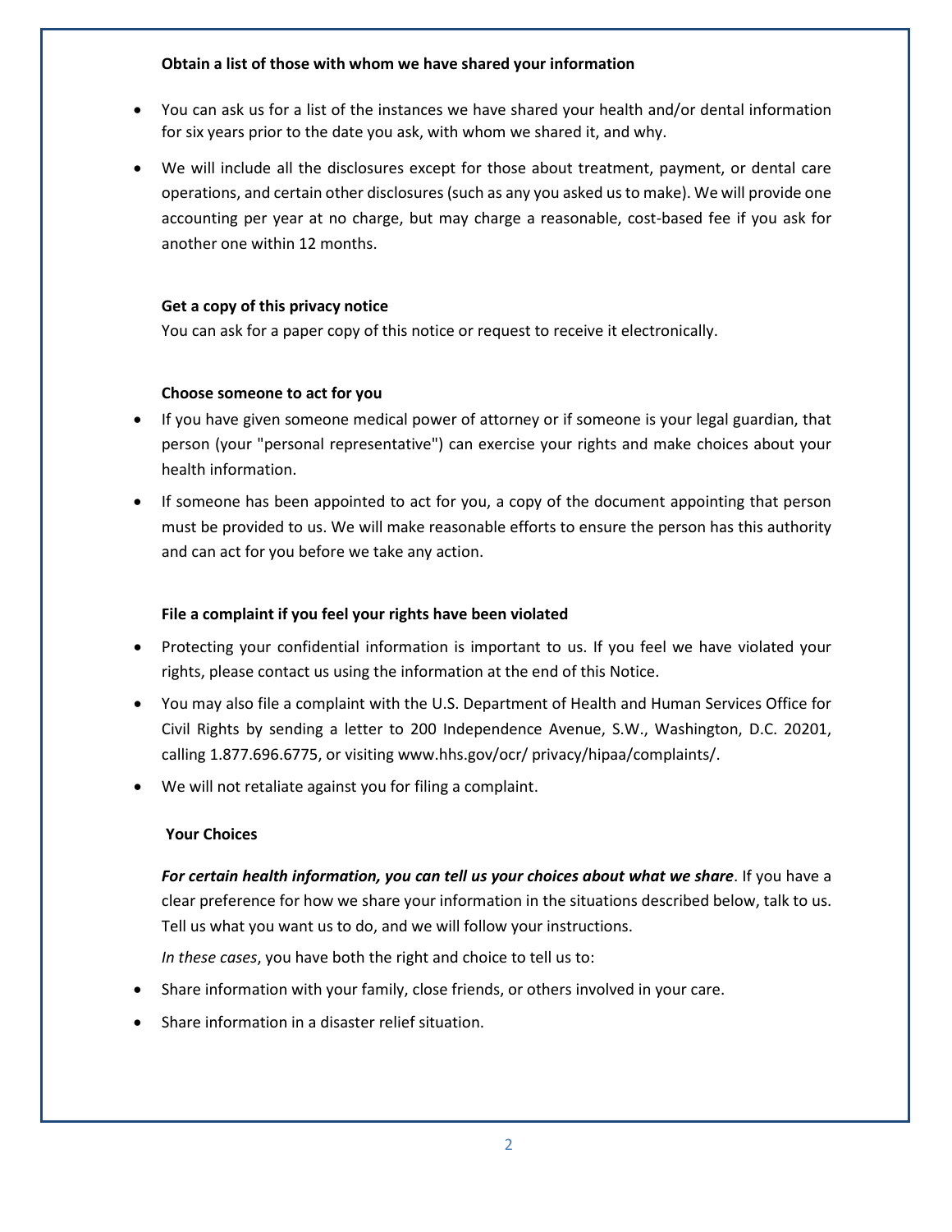**Obtain a list of those with whom we have shared your information**

- You can ask us for a list of the instances we have shared your health and/or dental information for six years prior to the date you ask, with whom we shared it, and why.
- We will include all the disclosures except for those about treatment, payment, or dental care operations, and certain other disclosures (such as any you asked us to make). We will provide one accounting per year at no charge, but may charge a reasonable, cost-based fee if you ask for another one within 12 months.

**Get a copy of this privacy notice**

You can ask for a paper copy of this notice or request to receive it electronically.

**Choose someone to act for you**

- If you have given someone medical power of attorney or if someone is your legal guardian, that person (your "personal representative") can exercise your rights and make choices about your health information.
- If someone has been appointed to act for you, a copy of the document appointing that person must be provided to us. We will make reasonable efforts to ensure the person has this authority and can act for you before we take any action.

**File a complaint if you feel your rights have been violated**

- Protecting your confidential information is important to us. If you feel we have violated your rights, please contact us using the information at the end of this Notice.
- You may also file a complaint with the U.S. Department of Health and Human Services Office for Civil Rights by sending a letter to 200 Independence Avenue, S.W., Washington, D.C. 20201, calling 1.877.696.6775, or visiting www.hhs.gov/ocr/ privacy/hipaa/complaints/.
- We will not retaliate against you for filing a complaint.

**Your Choices**

***For certain health information, you can tell us your choices about what we share***. If you have a clear preference for how we share your information in the situations described below, talk to us. Tell us what you want us to do, and we will follow your instructions.

*In these cases*, you have both the right and choice to tell us to:

- Share information with your family, close friends, or others involved in your care.
- Share information in a disaster relief situation.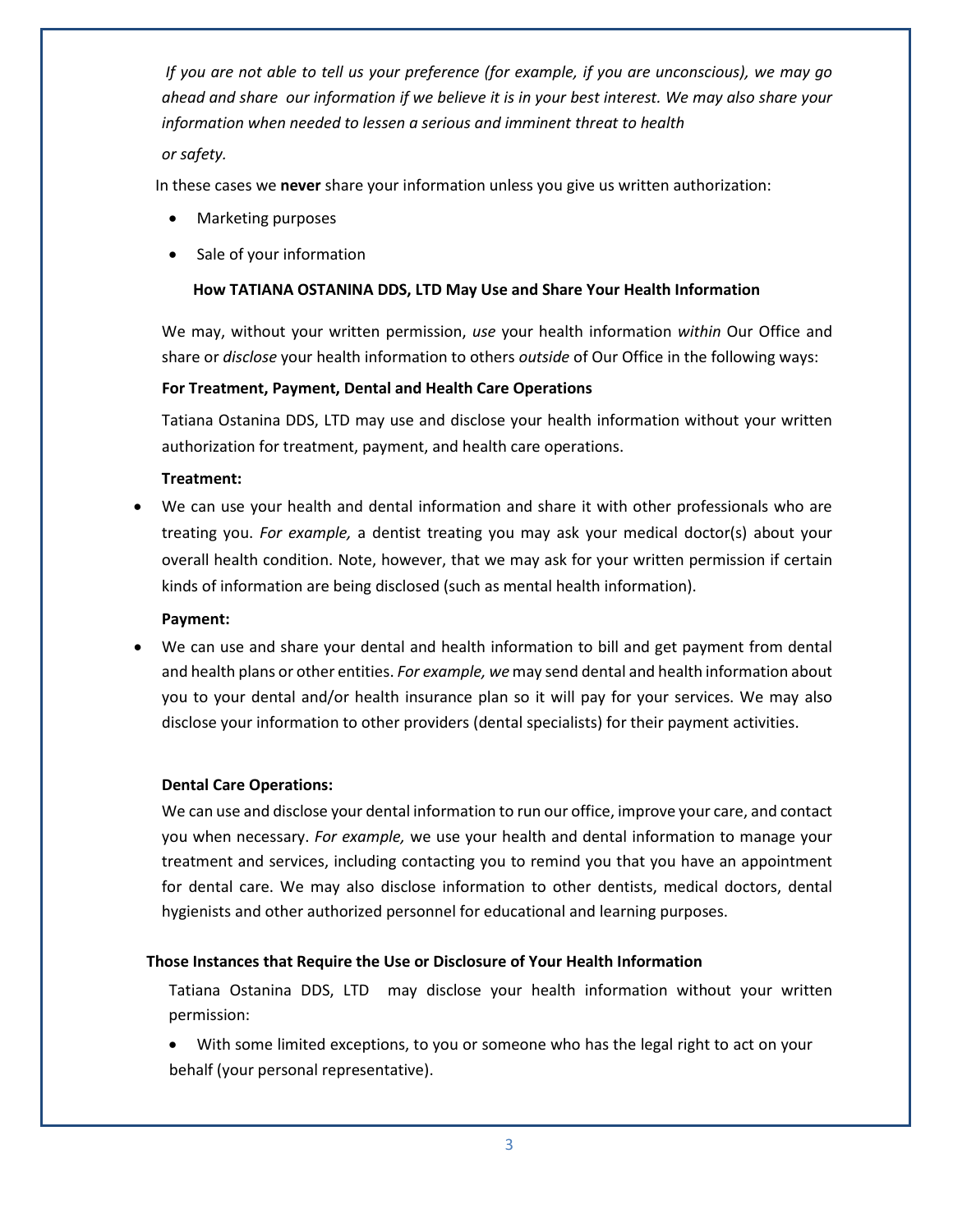*If you are not able to tell us your preference (for example, if you are unconscious), we may go ahead and share our information if we believe it is in your best interest. We may also share your information when needed to lessen a serious and imminent threat to health or safety.*

In these cases we **never** share your information unless you give us written authorization:

- Marketing purposes
- Sale of your information

### How TATIANA OSTANINA DDS, LTD May Use and Share Your Health Information

We may, without your written permission, *use* your health information *within* Our Office and share or *disclose* your health information to others *outside* of Our Office in the following ways:

**For Treatment, Payment, Dental and Health Care Operations**

Tatiana Ostanina DDS, LTD may use and disclose your health information without your written authorization for treatment, payment, and health care operations.

**Treatment:**

- We can use your health and dental information and share it with other professionals who are treating you. *For example,* a dentist treating you may ask your medical doctor(s) about your overall health condition. Note, however, that we may ask for your written permission if certain kinds of information are being disclosed (such as mental health information).

**Payment:**

- We can use and share your dental and health information to bill and get payment from dental and health plans or other entities. *For example, we* may send dental and health information about you to your dental and/or health insurance plan so it will pay for your services. We may also disclose your information to other providers (dental specialists) for their payment activities.

**Dental Care Operations:**

We can use and disclose your dental information to run our office, improve your care, and contact you when necessary. *For example,* we use your health and dental information to manage your treatment and services, including contacting you to remind you that you have an appointment for dental care. We may also disclose information to other dentists, medical doctors, dental hygienists and other authorized personnel for educational and learning purposes.

### Those Instances that Require the Use or Disclosure of Your Health Information

Tatiana Ostanina DDS, LTD may disclose your health information without your written permission:

- With some limited exceptions, to you or someone who has the legal right to act on your behalf (your personal representative).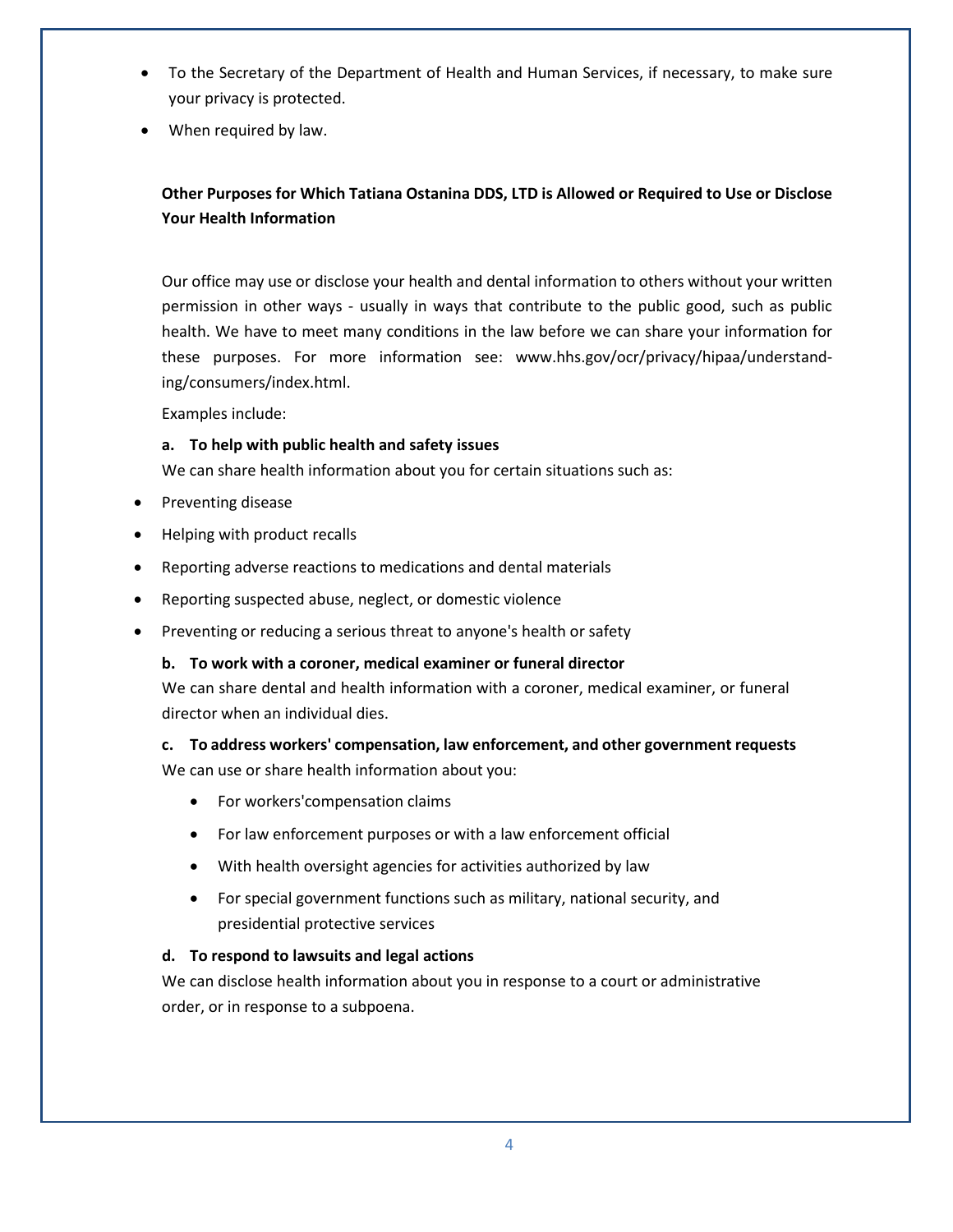- To the Secretary of the Department of Health and Human Services, if necessary, to make sure your privacy is protected.
- When required by law.

**Other Purposes for Which Tatiana Ostanina DDS, LTD is Allowed or Required to Use or Disclose Your Health Information**

Our office may use or disclose your health and dental information to others without your written permission in other ways - usually in ways that contribute to the public good, such as public health. We have to meet many conditions in the law before we can share your information for these purposes. For more information see: www.hhs.gov/ocr/privacy/hipaa/understanding/consumers/index.html.

Examples include:

**a. To help with public health and safety issues**

We can share health information about you for certain situations such as:

- Preventing disease
- Helping with product recalls
- Reporting adverse reactions to medications and dental materials
- Reporting suspected abuse, neglect, or domestic violence
- Preventing or reducing a serious threat to anyone's health or safety

**b. To work with a coroner, medical examiner or funeral director**

We can share dental and health information with a coroner, medical examiner, or funeral director when an individual dies.

**c. To address workers' compensation, law enforcement, and other government requests**

We can use or share health information about you:

- For workers'compensation claims
- For law enforcement purposes or with a law enforcement official
- With health oversight agencies for activities authorized by law
- For special government functions such as military, national security, and presidential protective services

**d. To respond to lawsuits and legal actions**

We can disclose health information about you in response to a court or administrative order, or in response to a subpoena.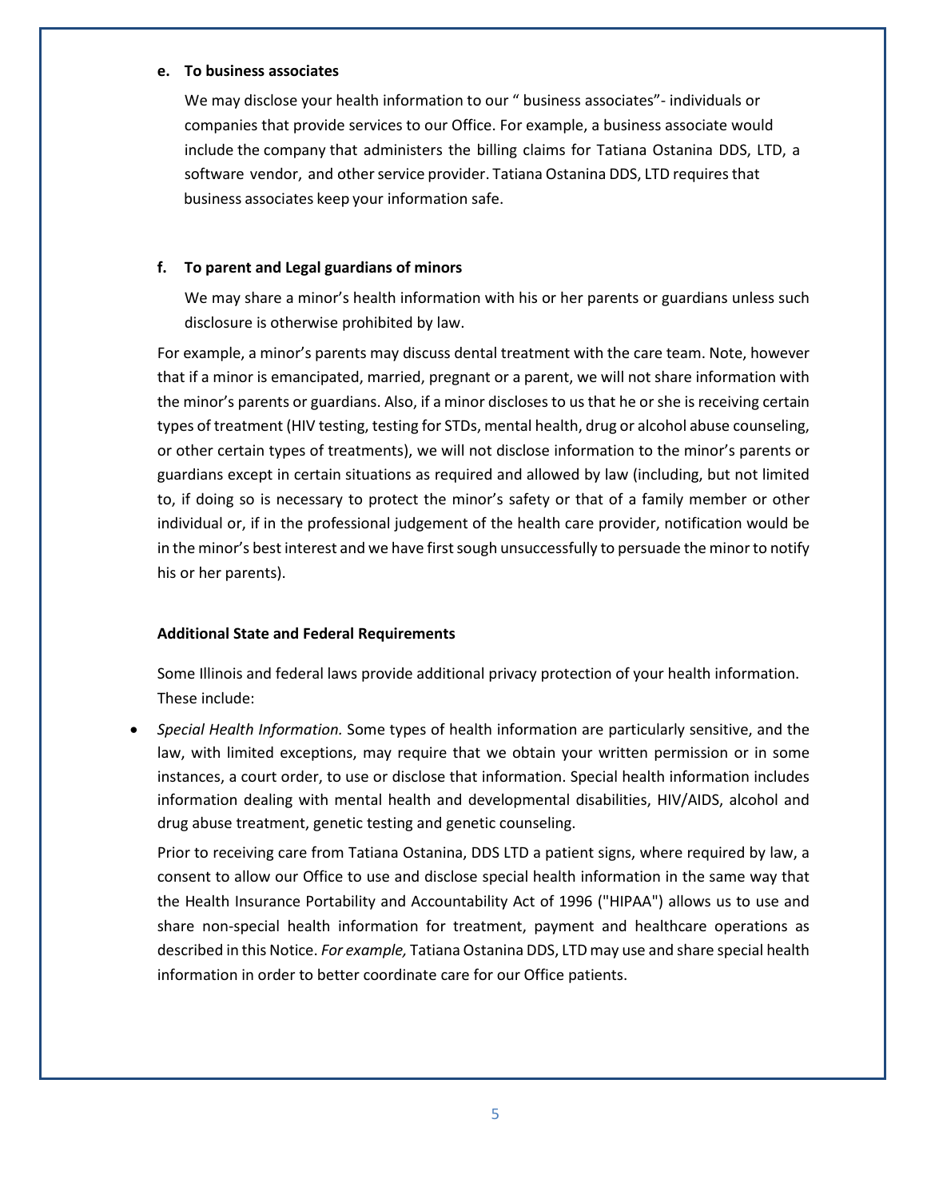**e. To business associates**

We may disclose your health information to our " business associates"- individuals or companies that provide services to our Office. For example, a business associate would include the company that administers the billing claims for Tatiana Ostanina DDS, LTD, a software vendor, and other service provider. Tatiana Ostanina DDS, LTD requires that business associates keep your information safe.

**f. To parent and Legal guardians of minors**

We may share a minor's health information with his or her parents or guardians unless such disclosure is otherwise prohibited by law.

For example, a minor's parents may discuss dental treatment with the care team. Note, however that if a minor is emancipated, married, pregnant or a parent, we will not share information with the minor's parents or guardians. Also, if a minor discloses to us that he or she is receiving certain types of treatment (HIV testing, testing for STDs, mental health, drug or alcohol abuse counseling, or other certain types of treatments), we will not disclose information to the minor's parents or guardians except in certain situations as required and allowed by law (including, but not limited to, if doing so is necessary to protect the minor's safety or that of a family member or other individual or, if in the professional judgement of the health care provider, notification would be in the minor's best interest and we have first sough unsuccessfully to persuade the minor to notify his or her parents).

**Additional State and Federal Requirements**

Some Illinois and federal laws provide additional privacy protection of your health information. These include:

- *Special Health Information.* Some types of health information are particularly sensitive, and the law, with limited exceptions, may require that we obtain your written permission or in some instances, a court order, to use or disclose that information. Special health information includes information dealing with mental health and developmental disabilities, HIV/AIDS, alcohol and drug abuse treatment, genetic testing and genetic counseling.

  Prior to receiving care from Tatiana Ostanina, DDS LTD a patient signs, where required by law, a consent to allow our Office to use and disclose special health information in the same way that the Health Insurance Portability and Accountability Act of 1996 ("HIPAA") allows us to use and share non-special health information for treatment, payment and healthcare operations as described in this Notice. *For example,* Tatiana Ostanina DDS, LTD may use and share special health information in order to better coordinate care for our Office patients.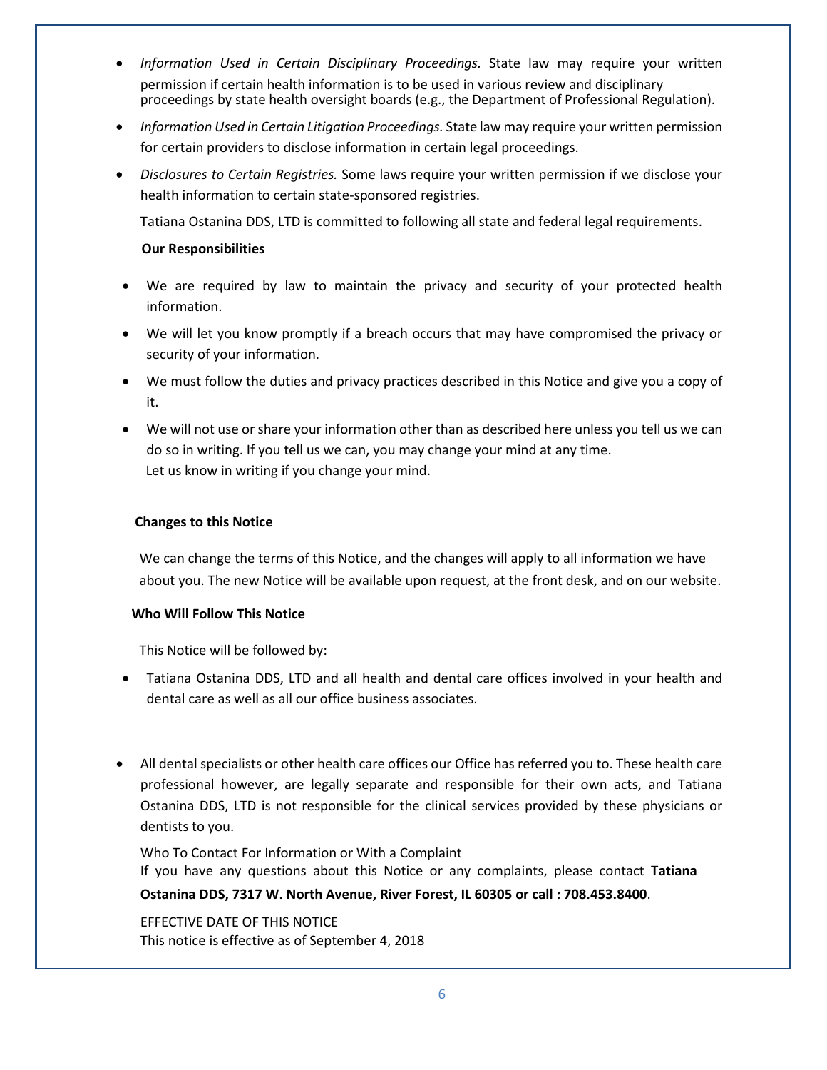- *Information Used in Certain Disciplinary Proceedings.* State law may require your written permission if certain health information is to be used in various review and disciplinary proceedings by state health oversight boards (e.g., the Department of Professional Regulation).
- *Information Used in Certain Litigation Proceedings.* State law may require your written permission for certain providers to disclose information in certain legal proceedings.
- *Disclosures to Certain Registries.* Some laws require your written permission if we disclose your health information to certain state-sponsored registries.

Tatiana Ostanina DDS, LTD is committed to following all state and federal legal requirements.

**Our Responsibilities**

- We are required by law to maintain the privacy and security of your protected health information.
- We will let you know promptly if a breach occurs that may have compromised the privacy or security of your information.
- We must follow the duties and privacy practices described in this Notice and give you a copy of it.
- We will not use or share your information other than as described here unless you tell us we can do so in writing. If you tell us we can, you may change your mind at any time. Let us know in writing if you change your mind.

**Changes to this Notice**

We can change the terms of this Notice, and the changes will apply to all information we have about you. The new Notice will be available upon request, at the front desk, and on our website.

**Who Will Follow This Notice**

This Notice will be followed by:

- Tatiana Ostanina DDS, LTD and all health and dental care offices involved in your health and dental care as well as all our office business associates.
- All dental specialists or other health care offices our Office has referred you to. These health care professional however, are legally separate and responsible for their own acts, and Tatiana Ostanina DDS, LTD is not responsible for the clinical services provided by these physicians or dentists to you.

Who To Contact For Information or With a Complaint
If you have any questions about this Notice or any complaints, please contact **Tatiana Ostanina DDS, 7317 W. North Avenue, River Forest, IL 60305 or call : 708.453.8400**.

EFFECTIVE DATE OF THIS NOTICE
This notice is effective as of September 4, 2018